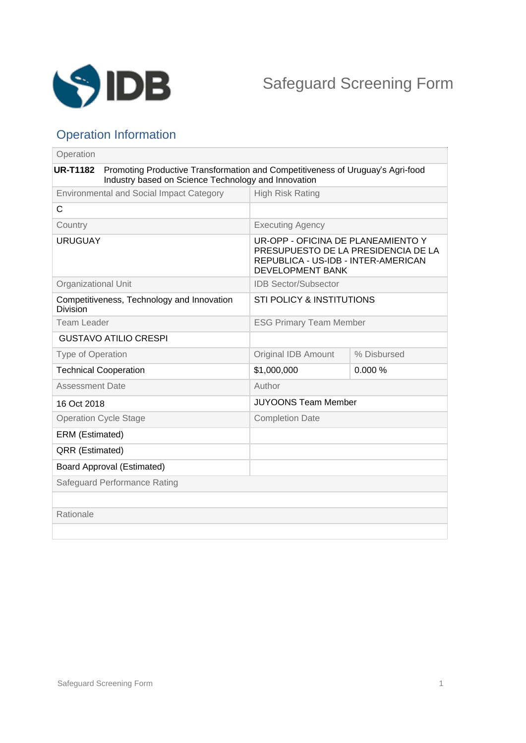# Safeguard Screening Form

## Operation Information

| Operation | | |
|---|---|---|
| **UR-T1182** Promoting Productive Transformation and Competitiveness of Uruguay's Agri-food Industry based on Science Technology and Innovation | | |
| Environmental and Social Impact Category | High Risk Rating | |
| C | | |
| Country | Executing Agency | |
| URUGUAY | UR-OPP - OFICINA DE PLANEAMIENTO Y PRESUPUESTO DE LA PRESIDENCIA DE LA REPUBLICA - US-IDB - INTER-AMERICAN DEVELOPMENT BANK | |
| Organizational Unit | IDB Sector/Subsector | |
| Competitiveness, Technology and Innovation Division | STI POLICY & INSTITUTIONS | |
| Team Leader | ESG Primary Team Member | |
| GUSTAVO ATILIO CRESPI | | |
| Type of Operation | Original IDB Amount | % Disbursed |
| Technical Cooperation | $1,000,000 | 0.000 % |
| Assessment Date | Author | |
| 16 Oct 2018 | JUYOONS Team Member | |
| Operation Cycle Stage | Completion Date | |
| ERM (Estimated) | | |
| QRR (Estimated) | | |
| Board Approval (Estimated) | | |
| Safeguard Performance Rating | | |
| | | |
| Rationale | | |
| | | |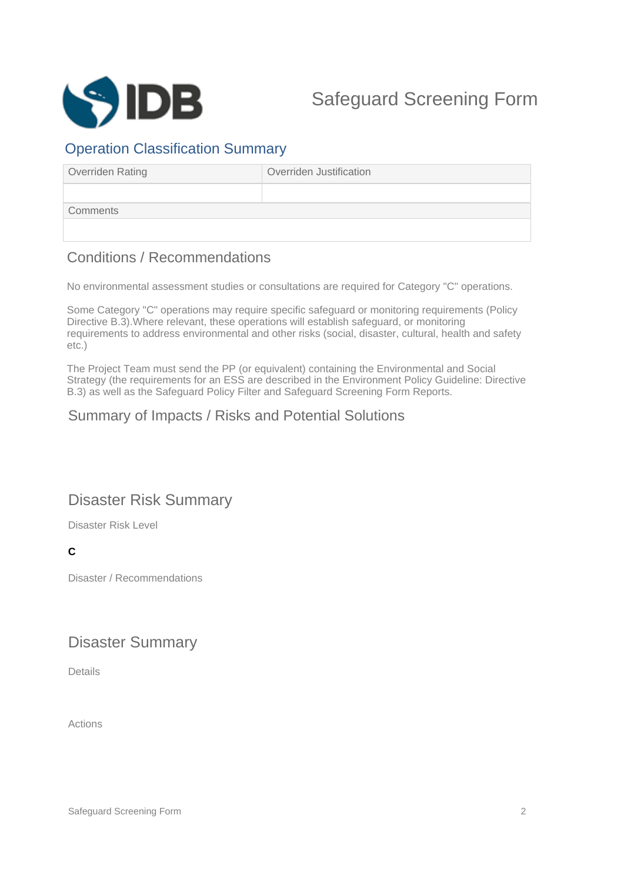# Safeguard Screening Form

## Operation Classification Summary

| Overriden Rating | Overriden Justification |
|---|---|
| | |

| Comments |
|---|
| |

## Conditions / Recommendations

No environmental assessment studies or consultations are required for Category "C" operations.

Some Category "C" operations may require specific safeguard or monitoring requirements (Policy Directive B.3).Where relevant, these operations will establish safeguard, or monitoring requirements to address environmental and other risks (social, disaster, cultural, health and safety etc.)

The Project Team must send the PP (or equivalent) containing the Environmental and Social Strategy (the requirements for an ESS are described in the Environment Policy Guideline: Directive B.3) as well as the Safeguard Policy Filter and Safeguard Screening Form Reports.

## Summary of Impacts / Risks and Potential Solutions

## Disaster Risk Summary

Disaster Risk Level

**C**

Disaster / Recommendations

## Disaster Summary

Details

Actions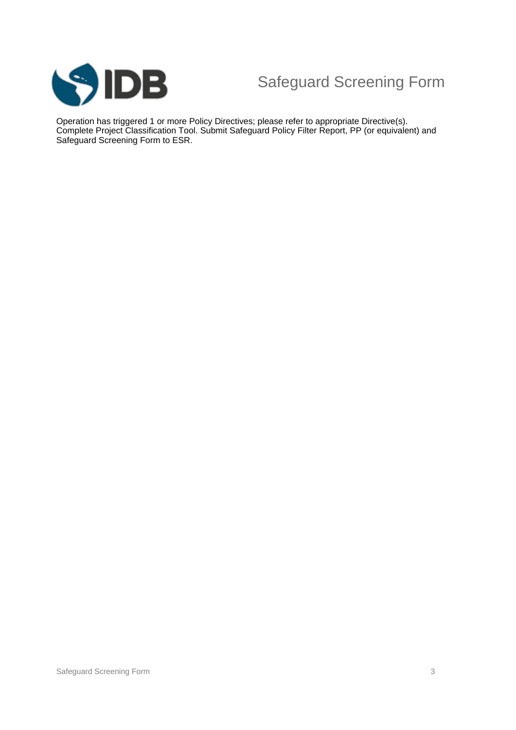Operation has triggered 1 or more Policy Directives; please refer to appropriate Directive(s). Complete Project Classification Tool. Submit Safeguard Policy Filter Report, PP (or equivalent) and Safeguard Screening Form to ESR.